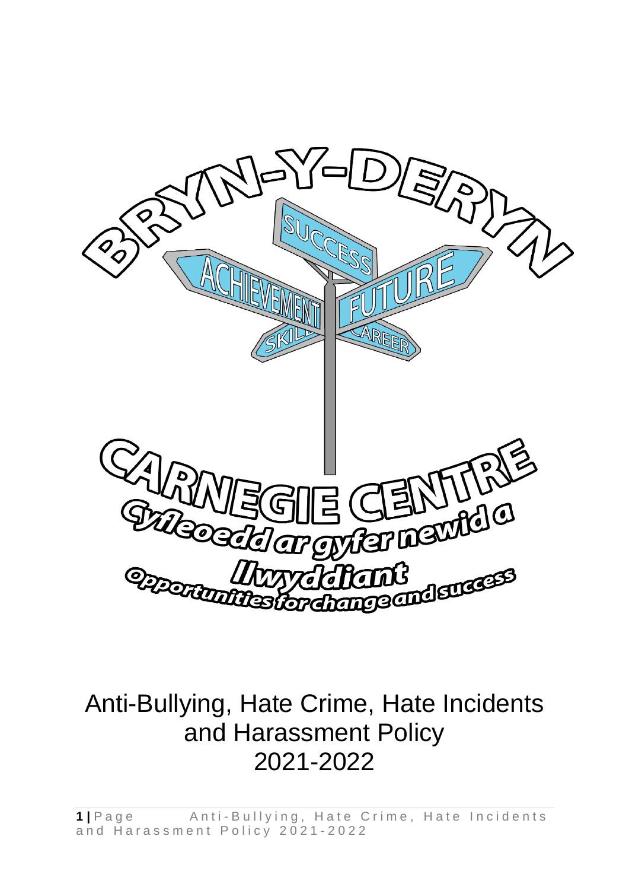BRYN-Y-DERYN

SUCCESS

ACHIEVEMENT

FUTURE

SKILLS

CAREER

CARNEGIE CENTRE

Cyfleoedd ar gyfer newid a llwyddiant

Opportunities for change and success

# Anti-Bullying, Hate Crime, Hate Incidents and Harassment Policy 2021-2022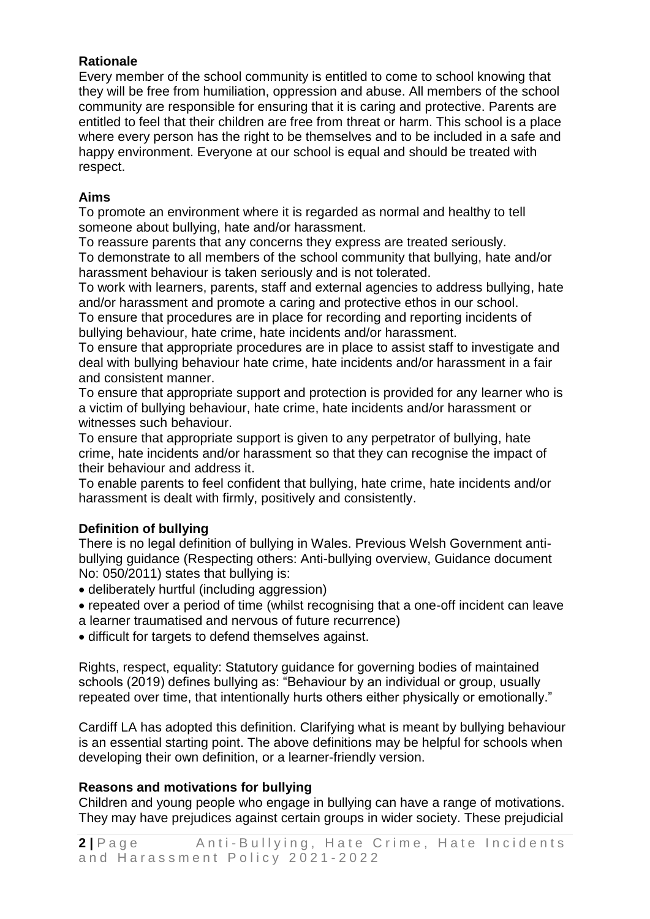## Rationale

Every member of the school community is entitled to come to school knowing that they will be free from humiliation, oppression and abuse. All members of the school community are responsible for ensuring that it is caring and protective. Parents are entitled to feel that their children are free from threat or harm. This school is a place where every person has the right to be themselves and to be included in a safe and happy environment. Everyone at our school is equal and should be treated with respect.

## Aims

To promote an environment where it is regarded as normal and healthy to tell someone about bullying, hate and/or harassment.

To reassure parents that any concerns they express are treated seriously.

To demonstrate to all members of the school community that bullying, hate and/or harassment behaviour is taken seriously and is not tolerated.

To work with learners, parents, staff and external agencies to address bullying, hate and/or harassment and promote a caring and protective ethos in our school.

To ensure that procedures are in place for recording and reporting incidents of bullying behaviour, hate crime, hate incidents and/or harassment.

To ensure that appropriate procedures are in place to assist staff to investigate and deal with bullying behaviour hate crime, hate incidents and/or harassment in a fair and consistent manner.

To ensure that appropriate support and protection is provided for any learner who is a victim of bullying behaviour, hate crime, hate incidents and/or harassment or witnesses such behaviour.

To ensure that appropriate support is given to any perpetrator of bullying, hate crime, hate incidents and/or harassment so that they can recognise the impact of their behaviour and address it.

To enable parents to feel confident that bullying, hate crime, hate incidents and/or harassment is dealt with firmly, positively and consistently.

## Definition of bullying

There is no legal definition of bullying in Wales. Previous Welsh Government anti-bullying guidance (Respecting others: Anti-bullying overview, Guidance document No: 050/2011) states that bullying is:

- deliberately hurtful (including aggression)
- repeated over a period of time (whilst recognising that a one-off incident can leave a learner traumatised and nervous of future recurrence)
- difficult for targets to defend themselves against.

Rights, respect, equality: Statutory guidance for governing bodies of maintained schools (2019) defines bullying as: "Behaviour by an individual or group, usually repeated over time, that intentionally hurts others either physically or emotionally."

Cardiff LA has adopted this definition. Clarifying what is meant by bullying behaviour is an essential starting point. The above definitions may be helpful for schools when developing their own definition, or a learner-friendly version.

## Reasons and motivations for bullying

Children and young people who engage in bullying can have a range of motivations. They may have prejudices against certain groups in wider society. These prejudicial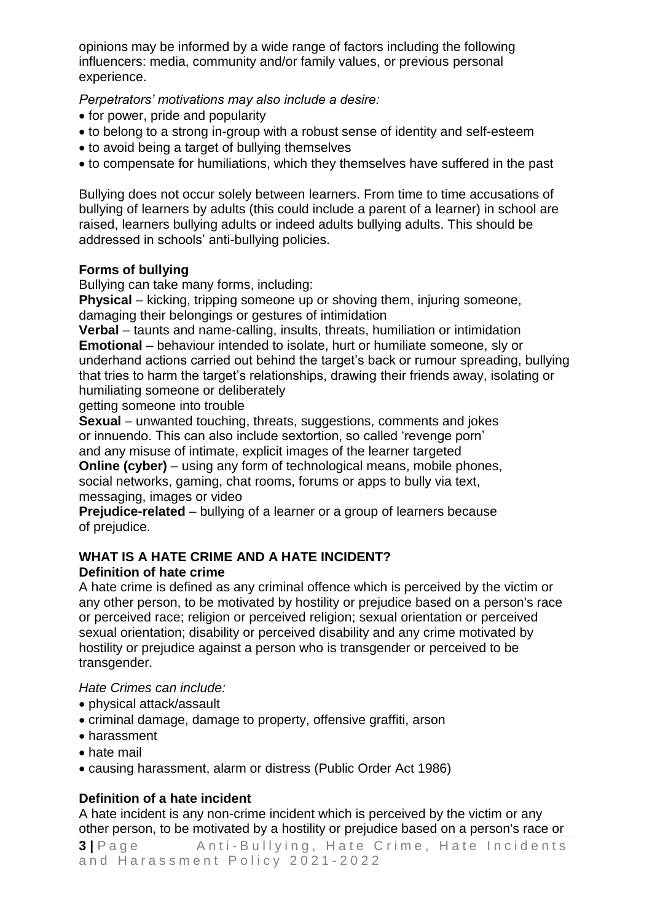opinions may be informed by a wide range of factors including the following influencers: media, community and/or family values, or previous personal experience.

*Perpetrators' motivations may also include a desire:*

- for power, pride and popularity
- to belong to a strong in-group with a robust sense of identity and self-esteem
- to avoid being a target of bullying themselves
- to compensate for humiliations, which they themselves have suffered in the past

Bullying does not occur solely between learners. From time to time accusations of bullying of learners by adults (this could include a parent of a learner) in school are raised, learners bullying adults or indeed adults bullying adults. This should be addressed in schools' anti-bullying policies.

**Forms of bullying**

Bullying can take many forms, including:

**Physical** – kicking, tripping someone up or shoving them, injuring someone, damaging their belongings or gestures of intimidation

**Verbal** – taunts and name-calling, insults, threats, humiliation or intimidation

**Emotional** – behaviour intended to isolate, hurt or humiliate someone, sly or underhand actions carried out behind the target's back or rumour spreading, bullying that tries to harm the target's relationships, drawing their friends away, isolating or humiliating someone or deliberately getting someone into trouble

**Sexual** – unwanted touching, threats, suggestions, comments and jokes or innuendo. This can also include sextortion, so called 'revenge porn' and any misuse of intimate, explicit images of the learner targeted

**Online (cyber)** – using any form of technological means, mobile phones, social networks, gaming, chat rooms, forums or apps to bully via text, messaging, images or video

**Prejudice-related** – bullying of a learner or a group of learners because of prejudice.

## WHAT IS A HATE CRIME AND A HATE INCIDENT?

**Definition of hate crime**

A hate crime is defined as any criminal offence which is perceived by the victim or any other person, to be motivated by hostility or prejudice based on a person's race or perceived race; religion or perceived religion; sexual orientation or perceived sexual orientation; disability or perceived disability and any crime motivated by hostility or prejudice against a person who is transgender or perceived to be transgender.

*Hate Crimes can include:*

- physical attack/assault
- criminal damage, damage to property, offensive graffiti, arson
- harassment
- hate mail
- causing harassment, alarm or distress (Public Order Act 1986)

**Definition of a hate incident**

A hate incident is any non-crime incident which is perceived by the victim or any other person, to be motivated by a hostility or prejudice based on a person's race or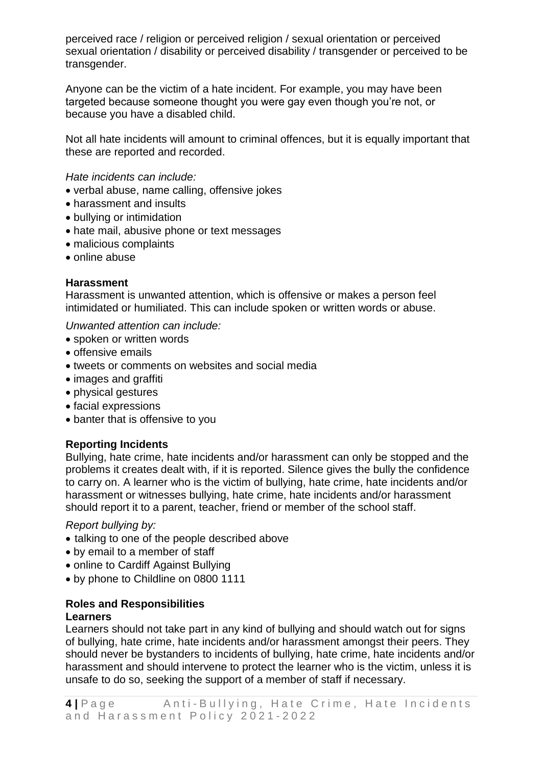perceived race / religion or perceived religion / sexual orientation or perceived sexual orientation / disability or perceived disability / transgender or perceived to be transgender.

Anyone can be the victim of a hate incident. For example, you may have been targeted because someone thought you were gay even though you're not, or because you have a disabled child.

Not all hate incidents will amount to criminal offences, but it is equally important that these are reported and recorded.

*Hate incidents can include:*

- verbal abuse, name calling, offensive jokes
- harassment and insults
- bullying or intimidation
- hate mail, abusive phone or text messages
- malicious complaints
- online abuse

**Harassment**

Harassment is unwanted attention, which is offensive or makes a person feel intimidated or humiliated. This can include spoken or written words or abuse.

*Unwanted attention can include:*

- spoken or written words
- offensive emails
- tweets or comments on websites and social media
- images and graffiti
- physical gestures
- facial expressions
- banter that is offensive to you

**Reporting Incidents**

Bullying, hate crime, hate incidents and/or harassment can only be stopped and the problems it creates dealt with, if it is reported. Silence gives the bully the confidence to carry on. A learner who is the victim of bullying, hate crime, hate incidents and/or harassment or witnesses bullying, hate crime, hate incidents and/or harassment should report it to a parent, teacher, friend or member of the school staff.

*Report bullying by:*

- talking to one of the people described above
- by email to a member of staff
- online to Cardiff Against Bullying
- by phone to Childline on 0800 1111

**Roles and Responsibilities**

**Learners**

Learners should not take part in any kind of bullying and should watch out for signs of bullying, hate crime, hate incidents and/or harassment amongst their peers. They should never be bystanders to incidents of bullying, hate crime, hate incidents and/or harassment and should intervene to protect the learner who is the victim, unless it is unsafe to do so, seeking the support of a member of staff if necessary.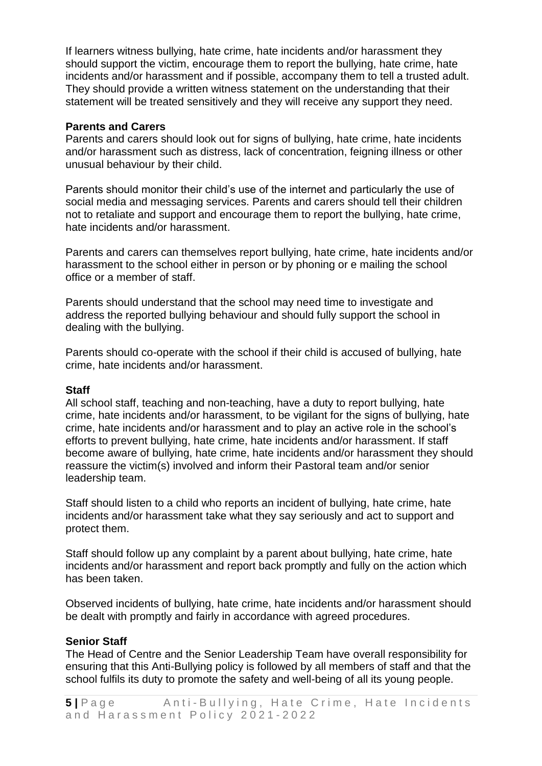If learners witness bullying, hate crime, hate incidents and/or harassment they should support the victim, encourage them to report the bullying, hate crime, hate incidents and/or harassment and if possible, accompany them to tell a trusted adult. They should provide a written witness statement on the understanding that their statement will be treated sensitively and they will receive any support they need.

**Parents and Carers**

Parents and carers should look out for signs of bullying, hate crime, hate incidents and/or harassment such as distress, lack of concentration, feigning illness or other unusual behaviour by their child.

Parents should monitor their child's use of the internet and particularly the use of social media and messaging services. Parents and carers should tell their children not to retaliate and support and encourage them to report the bullying, hate crime, hate incidents and/or harassment.

Parents and carers can themselves report bullying, hate crime, hate incidents and/or harassment to the school either in person or by phoning or e mailing the school office or a member of staff.

Parents should understand that the school may need time to investigate and address the reported bullying behaviour and should fully support the school in dealing with the bullying.

Parents should co-operate with the school if their child is accused of bullying, hate crime, hate incidents and/or harassment.

**Staff**

All school staff, teaching and non-teaching, have a duty to report bullying, hate crime, hate incidents and/or harassment, to be vigilant for the signs of bullying, hate crime, hate incidents and/or harassment and to play an active role in the school's efforts to prevent bullying, hate crime, hate incidents and/or harassment. If staff become aware of bullying, hate crime, hate incidents and/or harassment they should reassure the victim(s) involved and inform their Pastoral team and/or senior leadership team.

Staff should listen to a child who reports an incident of bullying, hate crime, hate incidents and/or harassment take what they say seriously and act to support and protect them.

Staff should follow up any complaint by a parent about bullying, hate crime, hate incidents and/or harassment and report back promptly and fully on the action which has been taken.

Observed incidents of bullying, hate crime, hate incidents and/or harassment should be dealt with promptly and fairly in accordance with agreed procedures.

**Senior Staff**

The Head of Centre and the Senior Leadership Team have overall responsibility for ensuring that this Anti-Bullying policy is followed by all members of staff and that the school fulfils its duty to promote the safety and well-being of all its young people.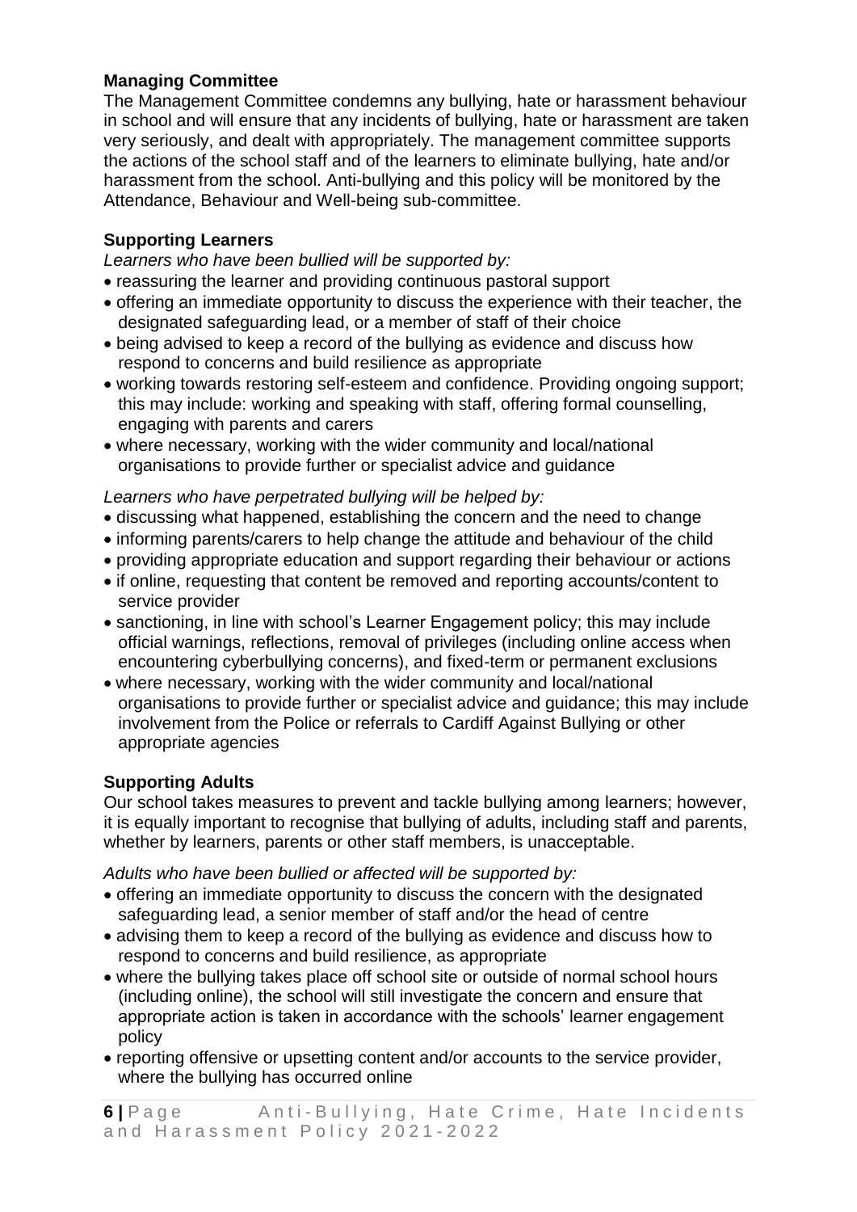**Managing Committee**

The Management Committee condemns any bullying, hate or harassment behaviour in school and will ensure that any incidents of bullying, hate or harassment are taken very seriously, and dealt with appropriately. The management committee supports the actions of the school staff and of the learners to eliminate bullying, hate and/or harassment from the school. Anti-bullying and this policy will be monitored by the Attendance, Behaviour and Well-being sub-committee.

**Supporting Learners**

*Learners who have been bullied will be supported by:*

- reassuring the learner and providing continuous pastoral support
- offering an immediate opportunity to discuss the experience with their teacher, the designated safeguarding lead, or a member of staff of their choice
- being advised to keep a record of the bullying as evidence and discuss how respond to concerns and build resilience as appropriate
- working towards restoring self-esteem and confidence. Providing ongoing support; this may include: working and speaking with staff, offering formal counselling, engaging with parents and carers
- where necessary, working with the wider community and local/national organisations to provide further or specialist advice and guidance

*Learners who have perpetrated bullying will be helped by:*

- discussing what happened, establishing the concern and the need to change
- informing parents/carers to help change the attitude and behaviour of the child
- providing appropriate education and support regarding their behaviour or actions
- if online, requesting that content be removed and reporting accounts/content to service provider
- sanctioning, in line with school's Learner Engagement policy; this may include official warnings, reflections, removal of privileges (including online access when encountering cyberbullying concerns), and fixed-term or permanent exclusions
- where necessary, working with the wider community and local/national organisations to provide further or specialist advice and guidance; this may include involvement from the Police or referrals to Cardiff Against Bullying or other appropriate agencies

**Supporting Adults**

Our school takes measures to prevent and tackle bullying among learners; however, it is equally important to recognise that bullying of adults, including staff and parents, whether by learners, parents or other staff members, is unacceptable.

*Adults who have been bullied or affected will be supported by:*

- offering an immediate opportunity to discuss the concern with the designated safeguarding lead, a senior member of staff and/or the head of centre
- advising them to keep a record of the bullying as evidence and discuss how to respond to concerns and build resilience, as appropriate
- where the bullying takes place off school site or outside of normal school hours (including online), the school will still investigate the concern and ensure that appropriate action is taken in accordance with the schools' learner engagement policy
- reporting offensive or upsetting content and/or accounts to the service provider, where the bullying has occurred online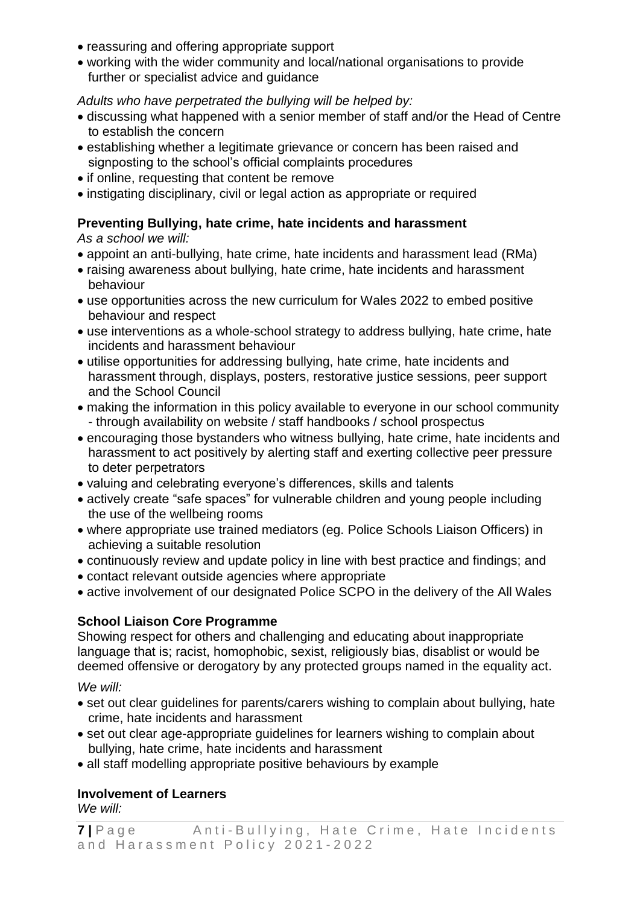- reassuring and offering appropriate support
- working with the wider community and local/national organisations to provide further or specialist advice and guidance

*Adults who have perpetrated the bullying will be helped by:*

- discussing what happened with a senior member of staff and/or the Head of Centre to establish the concern
- establishing whether a legitimate grievance or concern has been raised and signposting to the school's official complaints procedures
- if online, requesting that content be remove
- instigating disciplinary, civil or legal action as appropriate or required

**Preventing Bullying, hate crime, hate incidents and harassment**

*As a school we will:*

- appoint an anti-bullying, hate crime, hate incidents and harassment lead (RMa)
- raising awareness about bullying, hate crime, hate incidents and harassment behaviour
- use opportunities across the new curriculum for Wales 2022 to embed positive behaviour and respect
- use interventions as a whole-school strategy to address bullying, hate crime, hate incidents and harassment behaviour
- utilise opportunities for addressing bullying, hate crime, hate incidents and harassment through, displays, posters, restorative justice sessions, peer support and the School Council
- making the information in this policy available to everyone in our school community - through availability on website / staff handbooks / school prospectus
- encouraging those bystanders who witness bullying, hate crime, hate incidents and harassment to act positively by alerting staff and exerting collective peer pressure to deter perpetrators
- valuing and celebrating everyone's differences, skills and talents
- actively create "safe spaces" for vulnerable children and young people including the use of the wellbeing rooms
- where appropriate use trained mediators (eg. Police Schools Liaison Officers) in achieving a suitable resolution
- continuously review and update policy in line with best practice and findings; and
- contact relevant outside agencies where appropriate
- active involvement of our designated Police SCPO in the delivery of the All Wales

**School Liaison Core Programme**

Showing respect for others and challenging and educating about inappropriate language that is; racist, homophobic, sexist, religiously bias, disablist or would be deemed offensive or derogatory by any protected groups named in the equality act.

*We will:*

- set out clear guidelines for parents/carers wishing to complain about bullying, hate crime, hate incidents and harassment
- set out clear age-appropriate guidelines for learners wishing to complain about bullying, hate crime, hate incidents and harassment
- all staff modelling appropriate positive behaviours by example

**Involvement of Learners**

*We will:*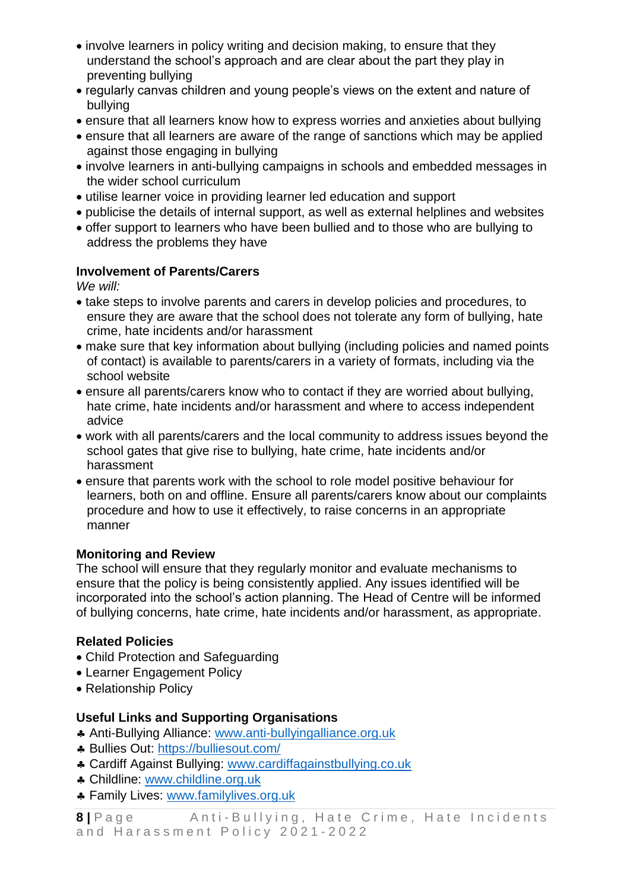- involve learners in policy writing and decision making, to ensure that they understand the school's approach and are clear about the part they play in preventing bullying
- regularly canvas children and young people's views on the extent and nature of bullying
- ensure that all learners know how to express worries and anxieties about bullying
- ensure that all learners are aware of the range of sanctions which may be applied against those engaging in bullying
- involve learners in anti-bullying campaigns in schools and embedded messages in the wider school curriculum
- utilise learner voice in providing learner led education and support
- publicise the details of internal support, as well as external helplines and websites
- offer support to learners who have been bullied and to those who are bullying to address the problems they have

**Involvement of Parents/Carers**

*We will:*

- take steps to involve parents and carers in develop policies and procedures, to ensure they are aware that the school does not tolerate any form of bullying, hate crime, hate incidents and/or harassment
- make sure that key information about bullying (including policies and named points of contact) is available to parents/carers in a variety of formats, including via the school website
- ensure all parents/carers know who to contact if they are worried about bullying, hate crime, hate incidents and/or harassment and where to access independent advice
- work with all parents/carers and the local community to address issues beyond the school gates that give rise to bullying, hate crime, hate incidents and/or harassment
- ensure that parents work with the school to role model positive behaviour for learners, both on and offline. Ensure all parents/carers know about our complaints procedure and how to use it effectively, to raise concerns in an appropriate manner

**Monitoring and Review**

The school will ensure that they regularly monitor and evaluate mechanisms to ensure that the policy is being consistently applied. Any issues identified will be incorporated into the school's action planning. The Head of Centre will be informed of bullying concerns, hate crime, hate incidents and/or harassment, as appropriate.

**Related Policies**

- Child Protection and Safeguarding
- Learner Engagement Policy
- Relationship Policy

**Useful Links and Supporting Organisations**

- Anti-Bullying Alliance: www.anti-bullyingalliance.org.uk
- Bullies Out: https://bulliesout.com/
- Cardiff Against Bullying: www.cardiffagainstbullying.co.uk
- Childline: www.childline.org.uk
- Family Lives: www.familylives.org.uk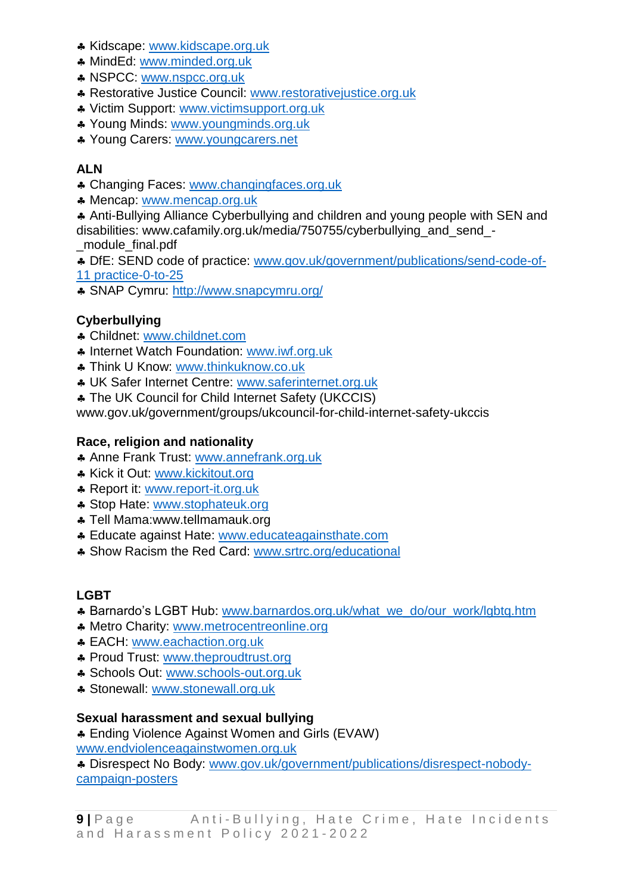- Kidscape: www.kidscape.org.uk
- MindEd: www.minded.org.uk
- NSPCC: www.nspcc.org.uk
- Restorative Justice Council: www.restorativejustice.org.uk
- Victim Support: www.victimsupport.org.uk
- Young Minds: www.youngminds.org.uk
- Young Carers: www.youngcarers.net

**ALN**

- Changing Faces: www.changingfaces.org.uk
- Mencap: www.mencap.org.uk
- Anti-Bullying Alliance Cyberbullying and children and young people with SEN and disabilities: www.cafamily.org.uk/media/750755/cyberbullying_and_send_-_module_final.pdf
- DfE: SEND code of practice: www.gov.uk/government/publications/send-code-of-11 practice-0-to-25
- SNAP Cymru: http://www.snapcymru.org/

**Cyberbullying**

- Childnet: www.childnet.com
- Internet Watch Foundation: www.iwf.org.uk
- Think U Know: www.thinkuknow.co.uk
- UK Safer Internet Centre: www.saferinternet.org.uk
- The UK Council for Child Internet Safety (UKCCIS) www.gov.uk/government/groups/ukcouncil-for-child-internet-safety-ukccis

**Race, religion and nationality**

- Anne Frank Trust: www.annefrank.org.uk
- Kick it Out: www.kickitout.org
- Report it: www.report-it.org.uk
- Stop Hate: www.stophateuk.org
- Tell Mama:www.tellmamauk.org
- Educate against Hate: www.educateagainsthate.com
- Show Racism the Red Card: www.srtrc.org/educational

**LGBT**

- Barnardo's LGBT Hub: www.barnardos.org.uk/what_we_do/our_work/lgbtq.htm
- Metro Charity: www.metrocentreonline.org
- EACH: www.eachaction.org.uk
- Proud Trust: www.theproudtrust.org
- Schools Out: www.schools-out.org.uk
- Stonewall: www.stonewall.org.uk

**Sexual harassment and sexual bullying**

- Ending Violence Against Women and Girls (EVAW) www.endviolenceagainstwomen.org.uk
- Disrespect No Body: www.gov.uk/government/publications/disrespect-nobody-campaign-posters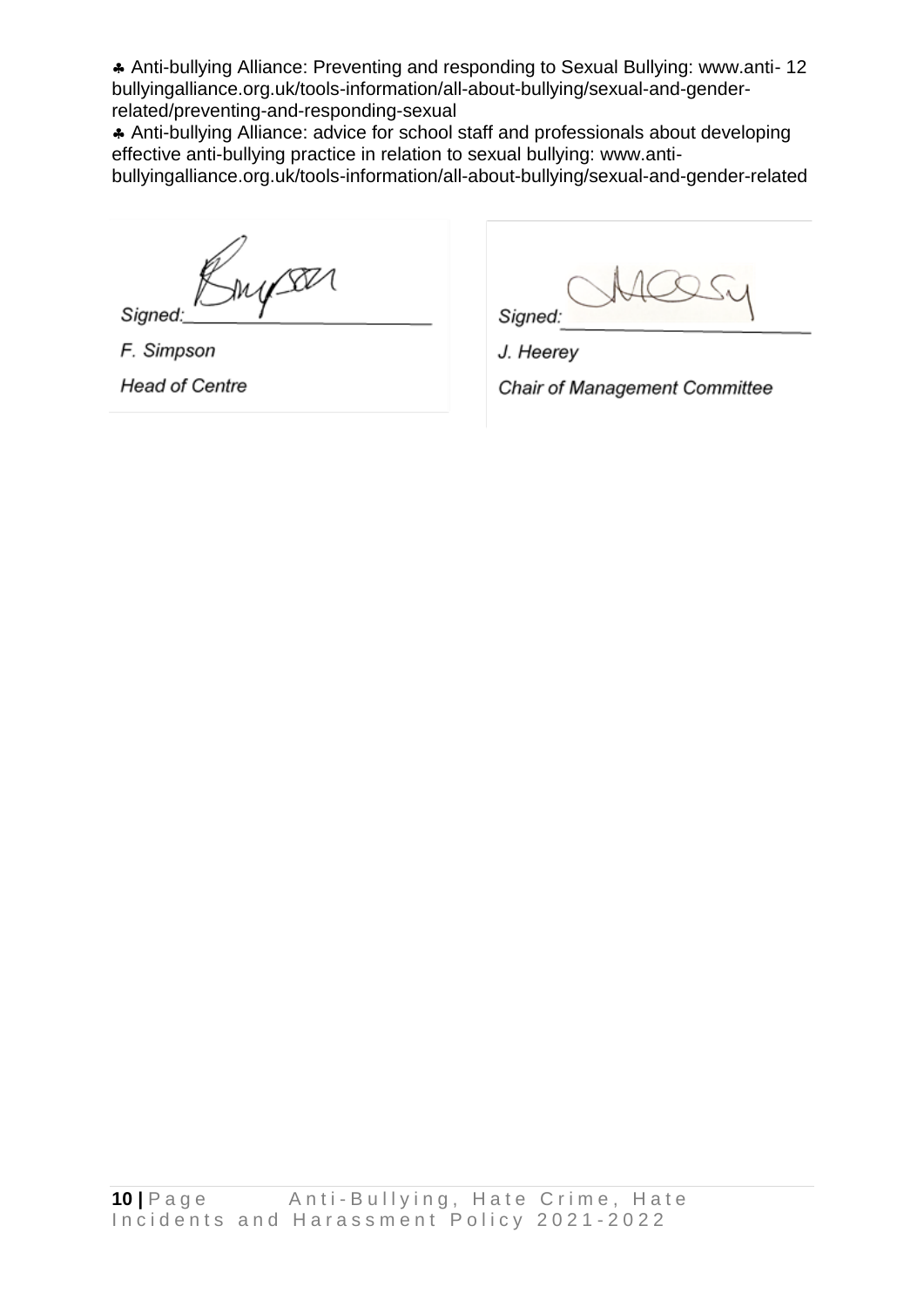♣ Anti-bullying Alliance: Preventing and responding to Sexual Bullying: www.anti- 12 bullyingalliance.org.uk/tools-information/all-about-bullying/sexual-and-gender-related/preventing-and-responding-sexual

♣ Anti-bullying Alliance: advice for school staff and professionals about developing effective anti-bullying practice in relation to sexual bullying: www.anti-bullyingalliance.org.uk/tools-information/all-about-bullying/sexual-and-gender-related

Signed:\_\_\_\_\_\_\_\_\_\_\_\_\_\_\_\_\_\_\_\_

*F. Simpson*

*Head of Centre*

Signed:\_\_\_\_\_\_\_\_\_\_\_\_\_\_\_\_\_\_\_\_

*J. Heerey*

*Chair of Management Committee*